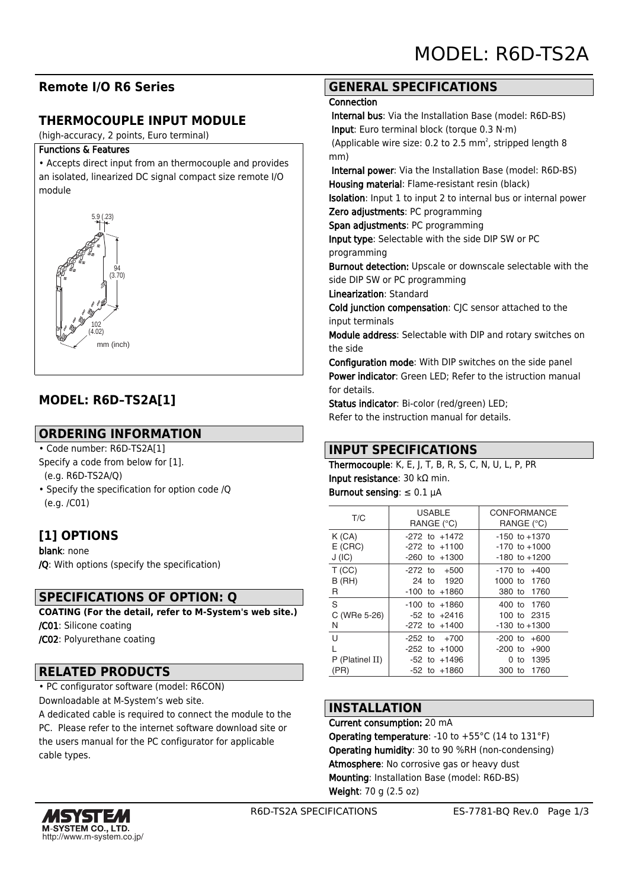# MODEL: R6D-TS2A

## Remote I/O R6 Series

## THERMOCOUPLE INPUT MODULE

(high-accuracy, 2 points, Euro terminal)

**Functions & Features**

• Accepts direct input from an thermocouple and provides an isolated, linearized DC signal compact size remote I/O module

5.9 (.23)

94 (3.70)

102 (4.02)

mm (inch)

## MODEL: R6D–TS2A[1]

## ORDERING INFORMATION

• Code number: R6D-TS2A[1]
Specify a code from below for [1].
(e.g. R6D-TS2A/Q)
• Specify the specification for option code /Q
(e.g. /C01)

## [1] OPTIONS

**blank**: none
**/Q**: With options (specify the specification)

## SPECIFICATIONS OF OPTION: Q

**COATING (For the detail, refer to M-System's web site.)**
**/C01**: Silicone coating
**/C02**: Polyurethane coating

## RELATED PRODUCTS

• PC configurator software (model: R6CON)
Downloadable at M-System's web site.
A dedicated cable is required to connect the module to the PC. Please refer to the internet software download site or the users manual for the PC configurator for applicable cable types.

## GENERAL SPECIFICATIONS

**Connection**
**Internal bus**: Via the Installation Base (model: R6D-BS)
**Input**: Euro terminal block (torque 0.3 N·m)
(Applicable wire size: 0.2 to 2.5 mm$^2$, stripped length 8 mm)
**Internal power**: Via the Installation Base (model: R6D-BS)
**Housing material**: Flame-resistant resin (black)
**Isolation**: Input 1 to input 2 to internal bus or internal power
**Zero adjustments**: PC programming
**Span adjustments**: PC programming
**Input type**: Selectable with the side DIP SW or PC programming
**Burnout detection:** Upscale or downscale selectable with the side DIP SW or PC programming
**Linearization**: Standard
**Cold junction compensation**: CJC sensor attached to the input terminals
**Module address**: Selectable with DIP and rotary switches on the side
**Configuration mode**: With DIP switches on the side panel
**Power indicator**: Green LED; Refer to the istruction manual for details.
**Status indicator**: Bi-color (red/green) LED;
Refer to the instruction manual for details.

## INPUT SPECIFICATIONS

**Thermocouple**: K, E, J, T, B, R, S, C, N, U, L, P, PR
**Input resistance**: 30 kΩ min.
**Burnout sensing**: ≤ 0.1 μA

| T/C | USABLE RANGE (°C) | CONFORMANCE RANGE (°C) |
|---|---|---|
| K (CA) | -272 to +1472 | -150 to +1370 |
| E (CRC) | -272 to +1100 | -170 to +1000 |
| J (IC) | -260 to +1300 | -180 to +1200 |
| T (CC) | -272 to +500 | -170 to +400 |
| B (RH) | 24 to 1920 | 1000 to 1760 |
| R | -100 to +1860 | 380 to 1760 |
| S | -100 to +1860 | 400 to 1760 |
| C (WRe 5-26) | -52 to +2416 | 100 to 2315 |
| N | -272 to +1400 | -130 to +1300 |
| U | -252 to +700 | -200 to +600 |
| L | -252 to +1000 | -200 to +900 |
| P (Platinel II) | -52 to +1496 | 0 to 1395 |
| (PR) | -52 to +1860 | 300 to 1760 |

## INSTALLATION

**Current consumption:** 20 mA
**Operating temperature**: -10 to +55°C (14 to 131°F)
**Operating humidity**: 30 to 90 %RH (non-condensing)
**Atmosphere**: No corrosive gas or heavy dust
**Mounting**: Installation Base (model: R6D-BS)
**Weight**: 70 g (2.5 oz)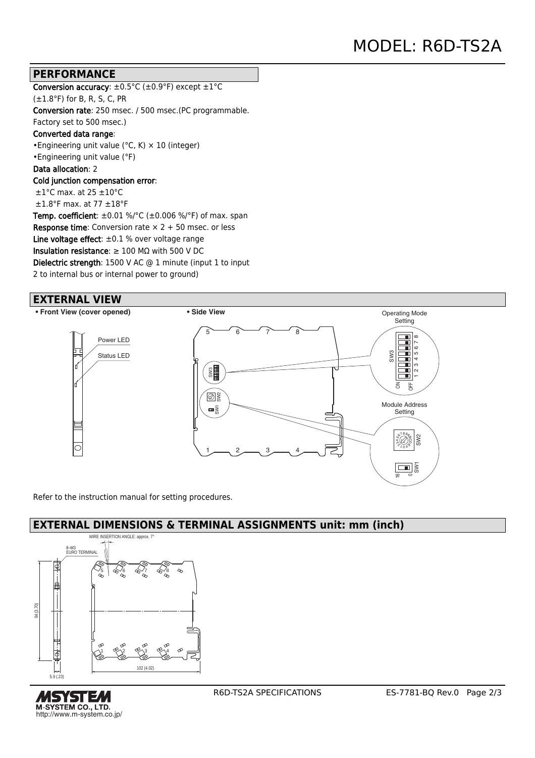# MODEL: R6D-TS2A

## PERFORMANCE

**Conversion accuracy**: ±0.5°C (±0.9°F) except ±1°C (±1.8°F) for B, R, S, C, PR

**Conversion rate**: 250 msec. / 500 msec.(PC programmable. Factory set to 500 msec.)

**Converted data range**:
- Engineering unit value (°C, K) × 10 (integer)
- Engineering unit value (°F)

**Data allocation**: 2

**Cold junction compensation error**:
±1°C max. at 25 ±10°C
±1.8°F max. at 77 ±18°F

**Temp. coefficient**: ±0.01 %/°C (±0.006 %/°F) of max. span

**Response time**: Conversion rate × 2 + 50 msec. or less

**Line voltage effect**: ±0.1 % over voltage range

**Insulation resistance**: ≥ 100 MΩ with 500 V DC

**Dielectric strength**: 1500 V AC @ 1 minute (input 1 to input 2 to internal bus or internal power to ground)

## EXTERNAL VIEW

**• Front View (cover opened)**

Power LED
Status LED

**• Side View**

Operating Mode Setting: SW3 (1 2 3 4 5 6 7 8, ON / OFF)

Module Address Setting: SW2, SW1 (16 / 0)

Refer to the instruction manual for setting procedures.

## EXTERNAL DIMENSIONS & TERMINAL ASSIGNMENTS unit: mm (inch)

WIRE INSERTION ANGLE: approx. 7°

8–M3 EURO TERMINAL

94 (3.70)

5.9 (.23)

102 (4.02)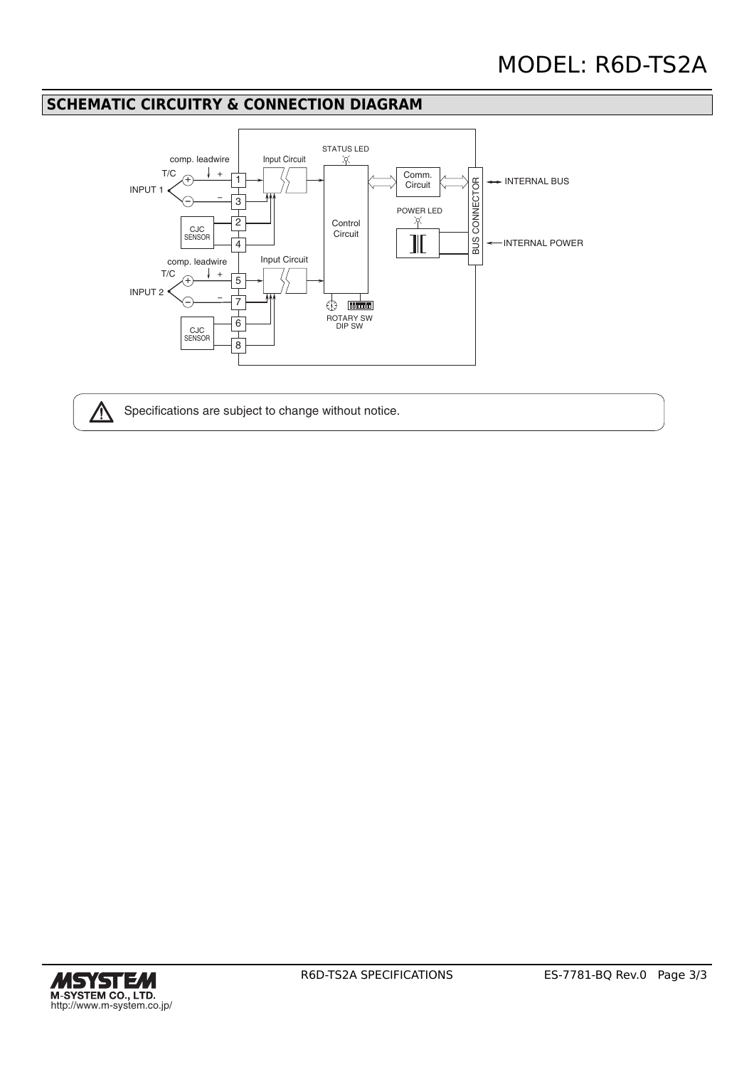## SCHEMATIC CIRCUITRY & CONNECTION DIAGRAM

comp. leadwire
T/C
INPUT 1
CJC SENSOR
comp. leadwire
T/C
INPUT 2
CJC SENSOR
1
3
2
4
5
7
6
8
Input Circuit
Input Circuit
STATUS LED
Control Circuit
ROTARY SW
DIP SW
Comm. Circuit
POWER LED
BUS CONNECTOR
INTERNAL BUS
INTERNAL POWER

⚠ Specifications are subject to change without notice.